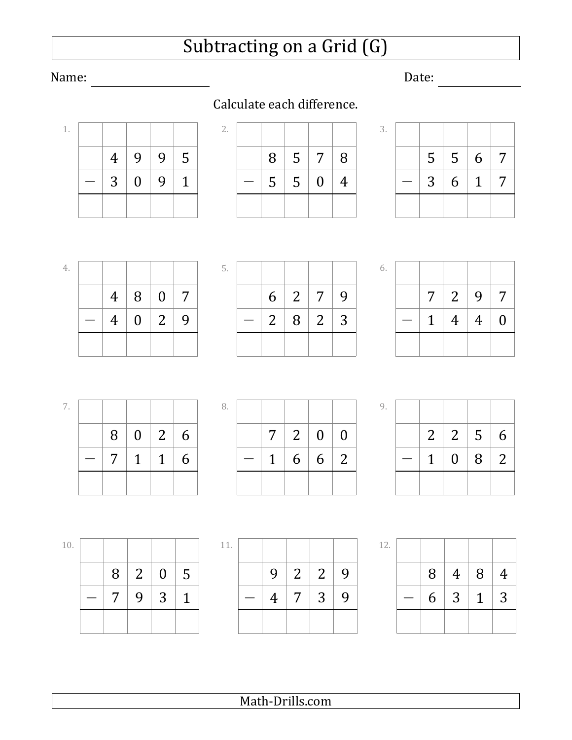# Subtracting on a Grid (G)

Name: ____________________ Date: ______________

Calculate each difference.

1.

| | | | | |
|---|---|---|---|---|
| | | | | |
| | 4 | 9 | 9 | 5 |
| − | 3 | 0 | 9 | 1 |
| | | | | |

2.

| | | | | |
|---|---|---|---|---|
| | | | | |
| | 8 | 5 | 7 | 8 |
| − | 5 | 5 | 0 | 4 |
| | | | | |

3.

| | | | | |
|---|---|---|---|---|
| | | | | |
| | 5 | 5 | 6 | 7 |
| − | 3 | 6 | 1 | 7 |
| | | | | |

4.

| | | | | |
|---|---|---|---|---|
| | | | | |
| | 4 | 8 | 0 | 7 |
| − | 4 | 0 | 2 | 9 |
| | | | | |

5.

| | | | | |
|---|---|---|---|---|
| | | | | |
| | 6 | 2 | 7 | 9 |
| − | 2 | 8 | 2 | 3 |
| | | | | |

6.

| | | | | |
|---|---|---|---|---|
| | | | | |
| | 7 | 2 | 9 | 7 |
| − | 1 | 4 | 4 | 0 |
| | | | | |

7.

| | | | | |
|---|---|---|---|---|
| | | | | |
| | 8 | 0 | 2 | 6 |
| − | 7 | 1 | 1 | 6 |
| | | | | |

8.

| | | | | |
|---|---|---|---|---|
| | | | | |
| | 7 | 2 | 0 | 0 |
| − | 1 | 6 | 6 | 2 |
| | | | | |

9.

| | | | | |
|---|---|---|---|---|
| | | | | |
| | 2 | 2 | 5 | 6 |
| − | 1 | 0 | 8 | 2 |
| | | | | |

10.

| | | | | |
|---|---|---|---|---|
| | | | | |
| | 8 | 2 | 0 | 5 |
| − | 7 | 9 | 3 | 1 |
| | | | | |

11.

| | | | | |
|---|---|---|---|---|
| | | | | |
| | 9 | 2 | 2 | 9 |
| − | 4 | 7 | 3 | 9 |
| | | | | |

12.

| | | | | |
|---|---|---|---|---|
| | | | | |
| | 8 | 4 | 8 | 4 |
| − | 6 | 3 | 1 | 3 |
| | | | | |

Math-Drills.com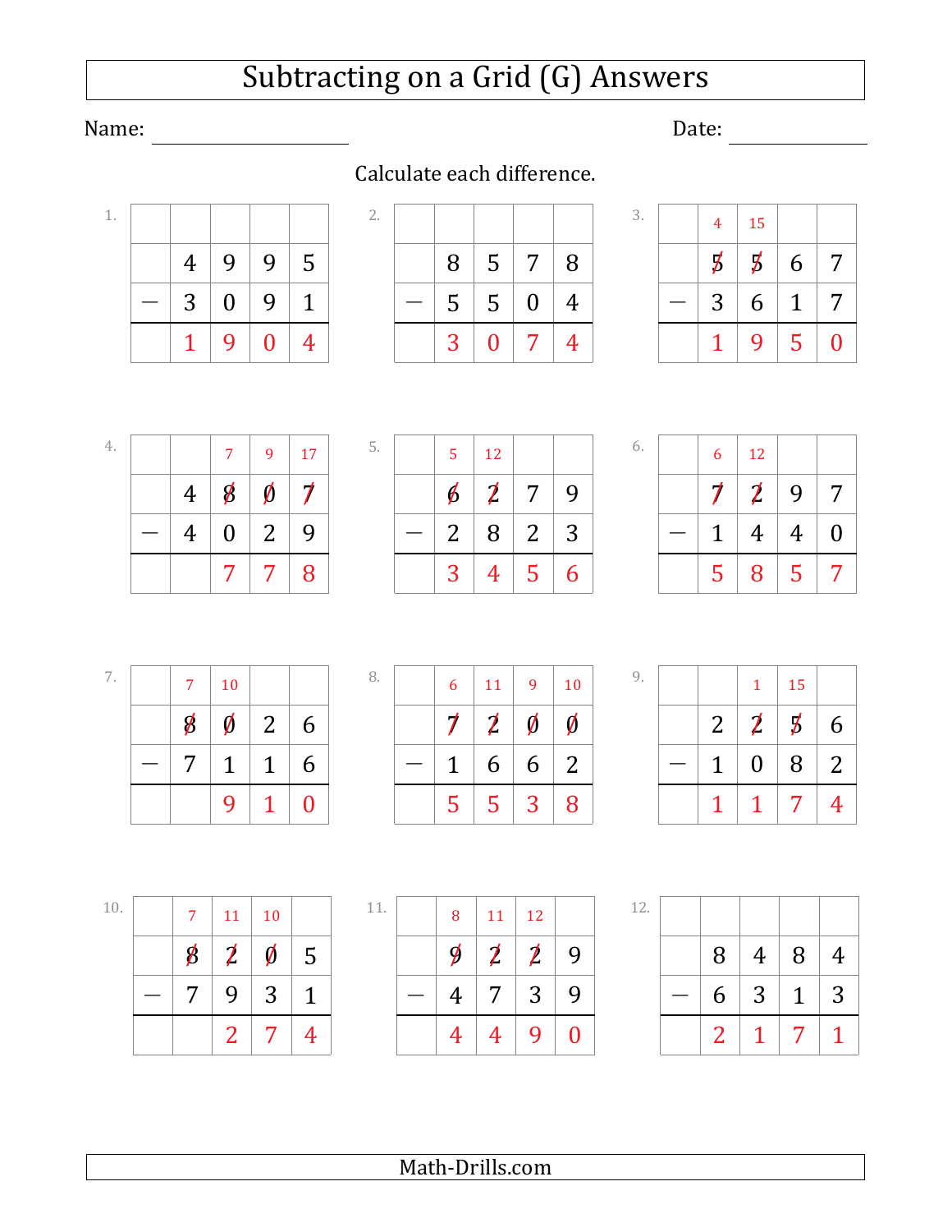# Subtracting on a Grid (G) Answers

Name: ____________________ Date: ______________

Calculate each difference.

1.

| | | | | |
|---|---|---|---|---|
| | | | | |
| | 4 | 9 | 9 | 5 |
| − | 3 | 0 | 9 | 1 |
| | 1 | 9 | 0 | 4 |

2.

| | | | | |
|---|---|---|---|---|
| | | | | |
| | 8 | 5 | 7 | 8 |
| − | 5 | 5 | 0 | 4 |
| | 3 | 0 | 7 | 4 |

3.

| | | | | |
|---|---|---|---|---|
| | 4 | 15 | | |
| | 5 | 5 | 6 | 7 |
| − | 3 | 6 | 1 | 7 |
| | 1 | 9 | 5 | 0 |

4.

| | | | | |
|---|---|---|---|---|
| | | 7 | 9 | 17 |
| | 4 | 8 | 0 | 7 |
| − | 4 | 0 | 2 | 9 |
| | | 7 | 7 | 8 |

5.

| | | | | |
|---|---|---|---|---|
| | 5 | 12 | | |
| | 6 | 2 | 7 | 9 |
| − | 2 | 8 | 2 | 3 |
| | 3 | 4 | 5 | 6 |

6.

| | | | | |
|---|---|---|---|---|
| | 6 | 12 | | |
| | 7 | 2 | 9 | 7 |
| − | 1 | 4 | 4 | 0 |
| | 5 | 8 | 5 | 7 |

7.

| | | | | |
|---|---|---|---|---|
| | 7 | 10 | | |
| | 8 | 0 | 2 | 6 |
| − | 7 | 1 | 1 | 6 |
| | | 9 | 1 | 0 |

8.

| | | | | |
|---|---|---|---|---|
| | 6 | 11 | 9 | 10 |
| | 7 | 2 | 0 | 0 |
| − | 1 | 6 | 6 | 2 |
| | 5 | 5 | 3 | 8 |

9.

| | | | | |
|---|---|---|---|---|
| | | 1 | 15 | |
| | 2 | 2 | 5 | 6 |
| − | 1 | 0 | 8 | 2 |
| | 1 | 1 | 7 | 4 |

10.

| | | | | |
|---|---|---|---|---|
| | 7 | 11 | 10 | |
| | 8 | 2 | 0 | 5 |
| − | 7 | 9 | 3 | 1 |
| | | 2 | 7 | 4 |

11.

| | | | | |
|---|---|---|---|---|
| | 8 | 11 | 12 | |
| | 9 | 2 | 2 | 9 |
| − | 4 | 7 | 3 | 9 |
| | 4 | 4 | 9 | 0 |

12.

| | | | | |
|---|---|---|---|---|
| | | | | |
| | 8 | 4 | 8 | 4 |
| − | 6 | 3 | 1 | 3 |
| | 2 | 1 | 7 | 1 |

Math-Drills.com